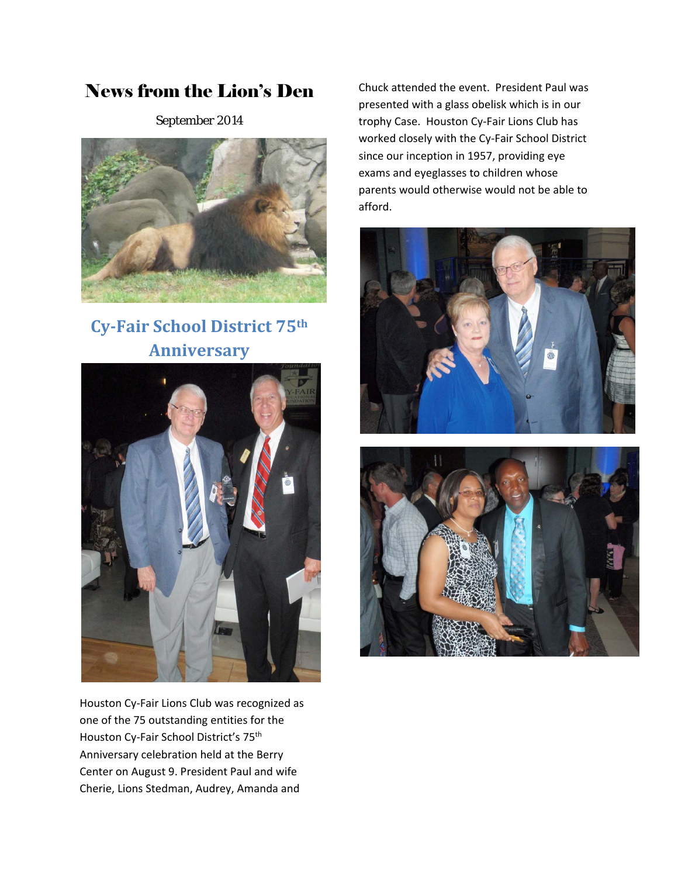# News from the Lion's Den

September 2014

## Cy-Fair School District 75th Anniversary

Houston Cy-Fair Lions Club was recognized as one of the 75 outstanding entities for the Houston Cy-Fair School District's 75th Anniversary celebration held at the Berry Center on August 9. President Paul and wife Cherie, Lions Stedman, Audrey, Amanda and Chuck attended the event. President Paul was presented with a glass obelisk which is in our trophy Case. Houston Cy-Fair Lions Club has worked closely with the Cy-Fair School District since our inception in 1957, providing eye exams and eyeglasses to children whose parents would otherwise would not be able to afford.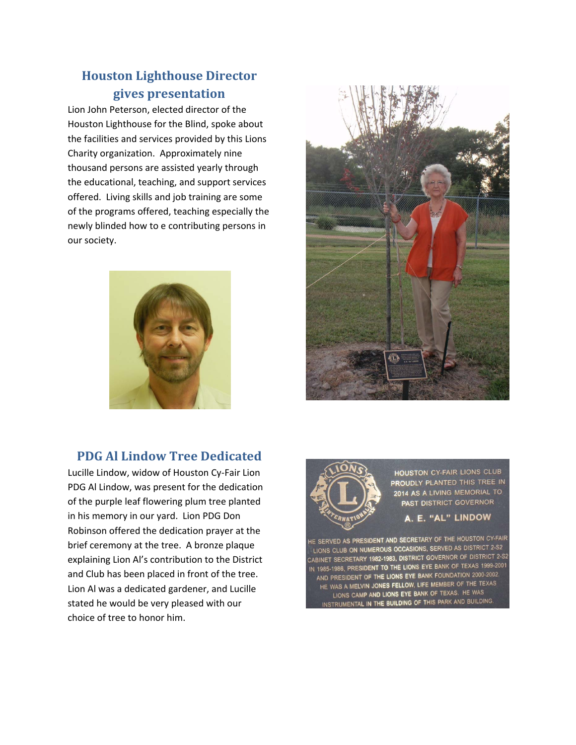## Houston Lighthouse Director gives presentation

Lion John Peterson, elected director of the Houston Lighthouse for the Blind, spoke about the facilities and services provided by this Lions Charity organization. Approximately nine thousand persons are assisted yearly through the educational, teaching, and support services offered. Living skills and job training are some of the programs offered, teaching especially the newly blinded how to e contributing persons in our society.

## PDG Al Lindow Tree Dedicated

Lucille Lindow, widow of Houston Cy-Fair Lion PDG Al Lindow, was present for the dedication of the purple leaf flowering plum tree planted in his memory in our yard. Lion PDG Don Robinson offered the dedication prayer at the brief ceremony at the tree. A bronze plaque explaining Lion Al's contribution to the District and Club has been placed in front of the tree. Lion Al was a dedicated gardener, and Lucille stated he would be very pleased with our choice of tree to honor him.

HOUSTON CY-FAIR LIONS CLUB PROUDLY PLANTED THIS TREE IN 2014 AS A LIVING MEMORIAL TO PAST DISTRICT GOVERNOR

A. E. "AL" LINDOW

HE SERVED AS PRESIDENT AND SECRETARY OF THE HOUSTON CY-FAIR LIONS CLUB ON NUMEROUS OCCASIONS, SERVED AS DISTRICT 2-S2 CABINET SECRETARY 1982-1983, DISTRICT GOVERNOR OF DISTRICT 2-S2 IN 1985-1986, PRESIDENT TO THE LIONS EYE BANK OF TEXAS 1999-2001 AND PRESIDENT OF THE LIONS EYE BANK FOUNDATION 2000-2002. HE WAS A MELVIN JONES FELLOW, LIFE MEMBER OF THE TEXAS LIONS CAMP AND LIONS EYE BANK OF TEXAS. HE WAS INSTRUMENTAL IN THE BUILDING OF THIS PARK AND BUILDING.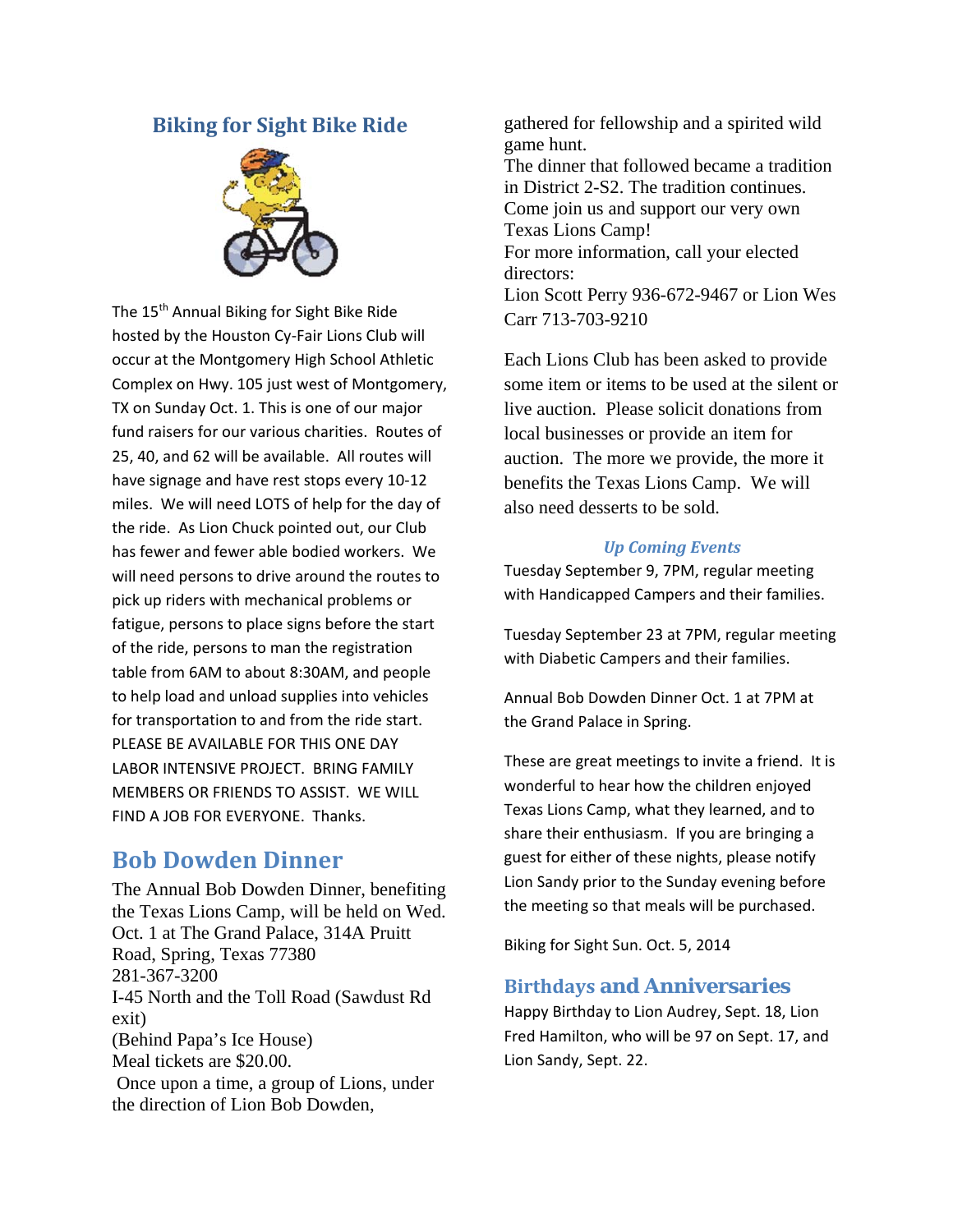## Biking for Sight Bike Ride

The 15th Annual Biking for Sight Bike Ride hosted by the Houston Cy-Fair Lions Club will occur at the Montgomery High School Athletic Complex on Hwy. 105 just west of Montgomery, TX on Sunday Oct. 1. This is one of our major fund raisers for our various charities. Routes of 25, 40, and 62 will be available. All routes will have signage and have rest stops every 10-12 miles. We will need LOTS of help for the day of the ride. As Lion Chuck pointed out, our Club has fewer and fewer able bodied workers. We will need persons to drive around the routes to pick up riders with mechanical problems or fatigue, persons to place signs before the start of the ride, persons to man the registration table from 6AM to about 8:30AM, and people to help load and unload supplies into vehicles for transportation to and from the ride start. PLEASE BE AVAILABLE FOR THIS ONE DAY LABOR INTENSIVE PROJECT. BRING FAMILY MEMBERS OR FRIENDS TO ASSIST. WE WILL FIND A JOB FOR EVERYONE. Thanks.

## Bob Dowden Dinner

The Annual Bob Dowden Dinner, benefiting the Texas Lions Camp, will be held on Wed. Oct. 1 at The Grand Palace, 314A Pruitt Road, Spring, Texas 77380
281-367-3200
I-45 North and the Toll Road (Sawdust Rd exit)
(Behind Papa's Ice House)
Meal tickets are $20.00.
Once upon a time, a group of Lions, under the direction of Lion Bob Dowden, gathered for fellowship and a spirited wild game hunt.
The dinner that followed became a tradition in District 2-S2. The tradition continues.
Come join us and support our very own Texas Lions Camp!
For more information, call your elected directors:
Lion Scott Perry 936-672-9467 or Lion Wes Carr 713-703-9210

Each Lions Club has been asked to provide some item or items to be used at the silent or live auction. Please solicit donations from local businesses or provide an item for auction. The more we provide, the more it benefits the Texas Lions Camp. We will also need desserts to be sold.

### *Up Coming Events*

Tuesday September 9, 7PM, regular meeting with Handicapped Campers and their families.

Tuesday September 23 at 7PM, regular meeting with Diabetic Campers and their families.

Annual Bob Dowden Dinner Oct. 1 at 7PM at the Grand Palace in Spring.

These are great meetings to invite a friend. It is wonderful to hear how the children enjoyed Texas Lions Camp, what they learned, and to share their enthusiasm. If you are bringing a guest for either of these nights, please notify Lion Sandy prior to the Sunday evening before the meeting so that meals will be purchased.

Biking for Sight Sun. Oct. 5, 2014

## Birthdays and Anniversaries

Happy Birthday to Lion Audrey, Sept. 18, Lion Fred Hamilton, who will be 97 on Sept. 17, and Lion Sandy, Sept. 22.